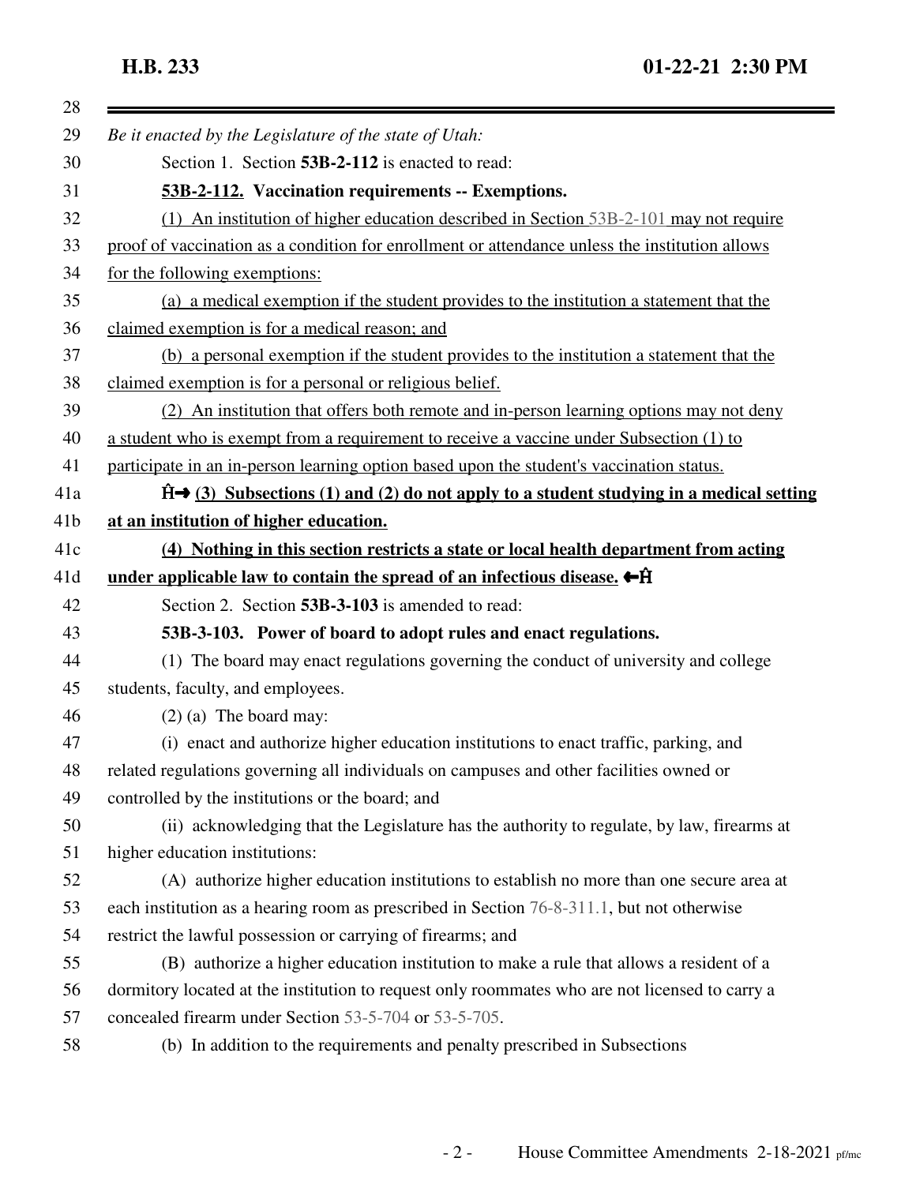*Be it enacted by the Legislature of the state of Utah:*

Section 1. Section **53B-2-112** is enacted to read:

**53B-2-112. Vaccination requirements -- Exemptions.**

(1) An institution of higher education described in Section 53B-2-101 may not require proof of vaccination as a condition for enrollment or attendance unless the institution allows for the following exemptions:

(a) a medical exemption if the student provides to the institution a statement that the claimed exemption is for a medical reason; and

(b) a personal exemption if the student provides to the institution a statement that the claimed exemption is for a personal or religious belief.

(2) An institution that offers both remote and in-person learning options may not deny a student who is exempt from a requirement to receive a vaccine under Subsection (1) to participate in an in-person learning option based upon the student's vaccination status.

**Ĥ→ (3) Subsections (1) and (2) do not apply to a student studying in a medical setting at an institution of higher education.**

**(4) Nothing in this section restricts a state or local health department from acting under applicable law to contain the spread of an infectious disease. ←Ĥ**

Section 2. Section **53B-3-103** is amended to read:

**53B-3-103. Power of board to adopt rules and enact regulations.**

(1) The board may enact regulations governing the conduct of university and college students, faculty, and employees.

(2) (a) The board may:

(i) enact and authorize higher education institutions to enact traffic, parking, and related regulations governing all individuals on campuses and other facilities owned or controlled by the institutions or the board; and

(ii) acknowledging that the Legislature has the authority to regulate, by law, firearms at higher education institutions:

(A) authorize higher education institutions to establish no more than one secure area at each institution as a hearing room as prescribed in Section 76-8-311.1, but not otherwise restrict the lawful possession or carrying of firearms; and

(B) authorize a higher education institution to make a rule that allows a resident of a dormitory located at the institution to request only roommates who are not licensed to carry a concealed firearm under Section 53-5-704 or 53-5-705.

(b) In addition to the requirements and penalty prescribed in Subsections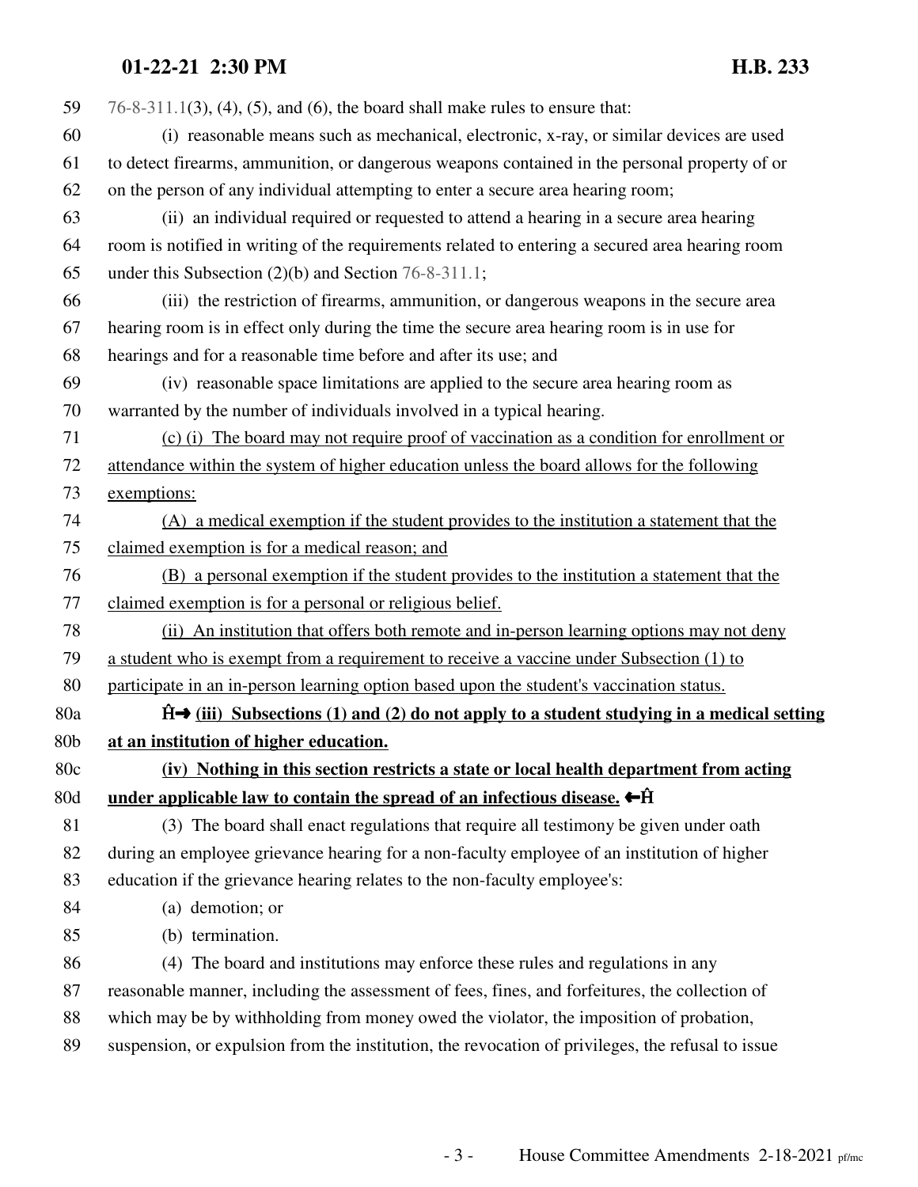76-8-311.1(3), (4), (5), and (6), the board shall make rules to ensure that:

(i) reasonable means such as mechanical, electronic, x-ray, or similar devices are used to detect firearms, ammunition, or dangerous weapons contained in the personal property of or on the person of any individual attempting to enter a secure area hearing room;

(ii) an individual required or requested to attend a hearing in a secure area hearing room is notified in writing of the requirements related to entering a secured area hearing room under this Subsection (2)(b) and Section 76-8-311.1;

(iii) the restriction of firearms, ammunition, or dangerous weapons in the secure area hearing room is in effect only during the time the secure area hearing room is in use for hearings and for a reasonable time before and after its use; and

(iv) reasonable space limitations are applied to the secure area hearing room as warranted by the number of individuals involved in a typical hearing.

(c) (i) The board may not require proof of vaccination as a condition for enrollment or attendance within the system of higher education unless the board allows for the following exemptions:

(A) a medical exemption if the student provides to the institution a statement that the claimed exemption is for a medical reason; and

(B) a personal exemption if the student provides to the institution a statement that the claimed exemption is for a personal or religious belief.

(ii) An institution that offers both remote and in-person learning options may not deny a student who is exempt from a requirement to receive a vaccine under Subsection (1) to participate in an in-person learning option based upon the student's vaccination status.

**Ĥ→ (iii) Subsections (1) and (2) do not apply to a student studying in a medical setting at an institution of higher education.**

**(iv) Nothing in this section restricts a state or local health department from acting under applicable law to contain the spread of an infectious disease. ←Ĥ**

(3) The board shall enact regulations that require all testimony be given under oath during an employee grievance hearing for a non-faculty employee of an institution of higher education if the grievance hearing relates to the non-faculty employee's:

(a) demotion; or

(b) termination.

(4) The board and institutions may enforce these rules and regulations in any reasonable manner, including the assessment of fees, fines, and forfeitures, the collection of which may be by withholding from money owed the violator, the imposition of probation, suspension, or expulsion from the institution, the revocation of privileges, the refusal to issue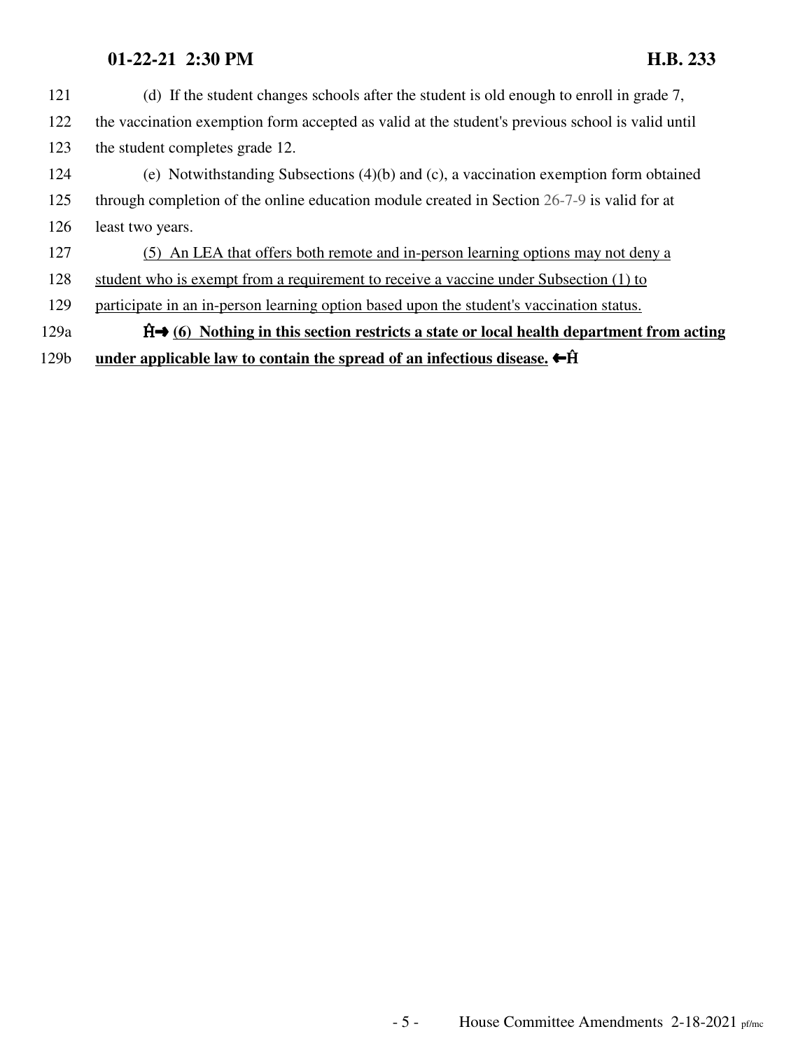121 (d) If the student changes schools after the student is old enough to enroll in grade 7,
122 the vaccination exemption form accepted as valid at the student's previous school is valid until
123 the student completes grade 12.

124 (e) Notwithstanding Subsections (4)(b) and (c), a vaccination exemption form obtained
125 through completion of the online education module created in Section 26-7-9 is valid for at
126 least two years.

127 <u>(5) An LEA that offers both remote and in-person learning options may not deny a</u>
128 <u>student who is exempt from a requirement to receive a vaccine under Subsection (1) to</u>
129 <u>participate in an in-person learning option based upon the student's vaccination status.</u>

129a **Ĥ→ <u>(6) Nothing in this section restricts a state or local health department from acting</u>**
129b **<u>under applicable law to contain the spread of an infectious disease.</u> ←Ĥ**

House Committee Amendments 2-18-2021 pf/mc